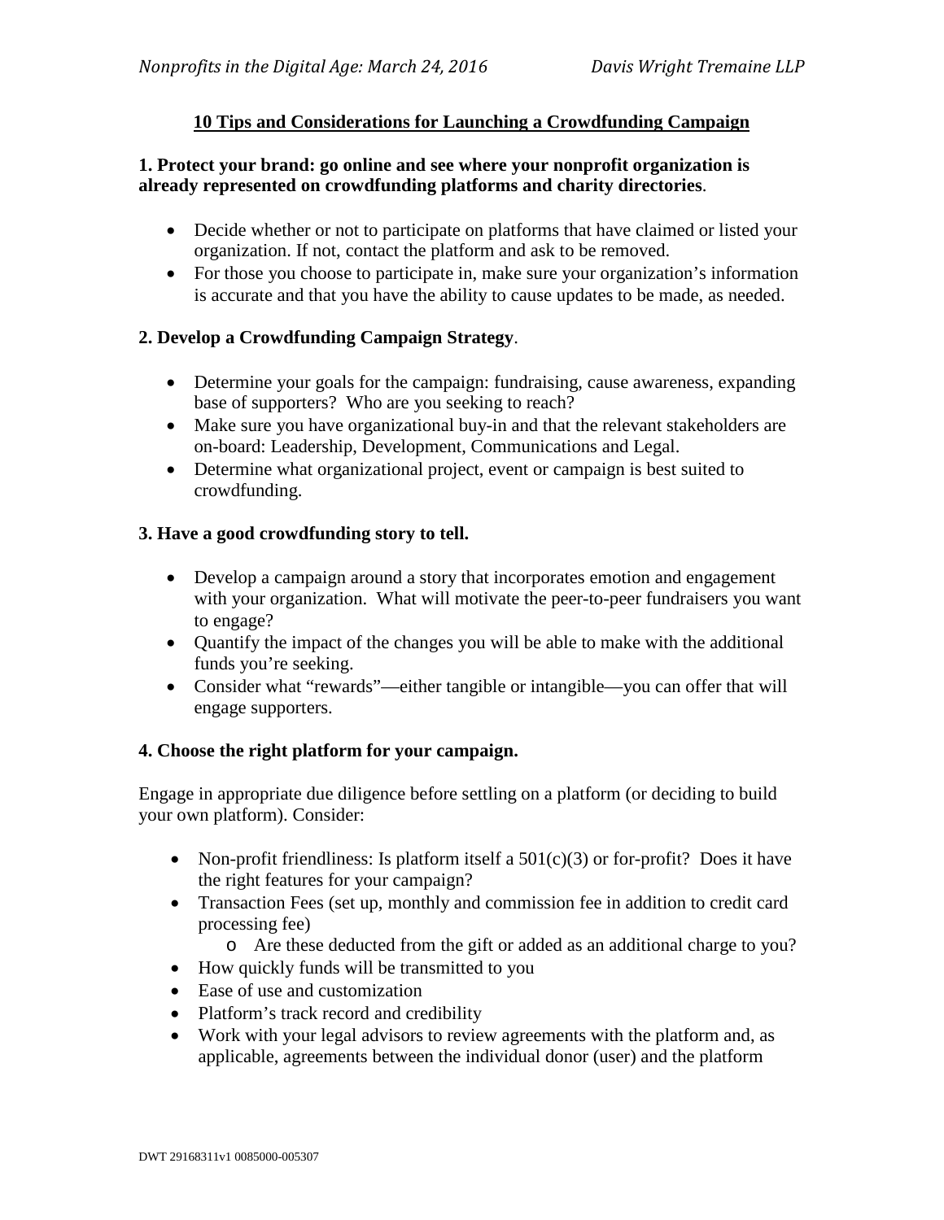## 10 Tips and Considerations for Launching a Crowdfunding Campaign

**1. Protect your brand: go online and see where your nonprofit organization is already represented on crowdfunding platforms and charity directories**.

- Decide whether or not to participate on platforms that have claimed or listed your organization. If not, contact the platform and ask to be removed.
- For those you choose to participate in, make sure your organization's information is accurate and that you have the ability to cause updates to be made, as needed.

**2. Develop a Crowdfunding Campaign Strategy**.

- Determine your goals for the campaign: fundraising, cause awareness, expanding base of supporters? Who are you seeking to reach?
- Make sure you have organizational buy-in and that the relevant stakeholders are on-board: Leadership, Development, Communications and Legal.
- Determine what organizational project, event or campaign is best suited to crowdfunding.

**3. Have a good crowdfunding story to tell.**

- Develop a campaign around a story that incorporates emotion and engagement with your organization. What will motivate the peer-to-peer fundraisers you want to engage?
- Quantify the impact of the changes you will be able to make with the additional funds you're seeking.
- Consider what "rewards"—either tangible or intangible—you can offer that will engage supporters.

**4. Choose the right platform for your campaign.**

Engage in appropriate due diligence before settling on a platform (or deciding to build your own platform). Consider:

- Non-profit friendliness: Is platform itself a 501(c)(3) or for-profit? Does it have the right features for your campaign?
- Transaction Fees (set up, monthly and commission fee in addition to credit card processing fee)
  - Are these deducted from the gift or added as an additional charge to you?
- How quickly funds will be transmitted to you
- Ease of use and customization
- Platform's track record and credibility
- Work with your legal advisors to review agreements with the platform and, as applicable, agreements between the individual donor (user) and the platform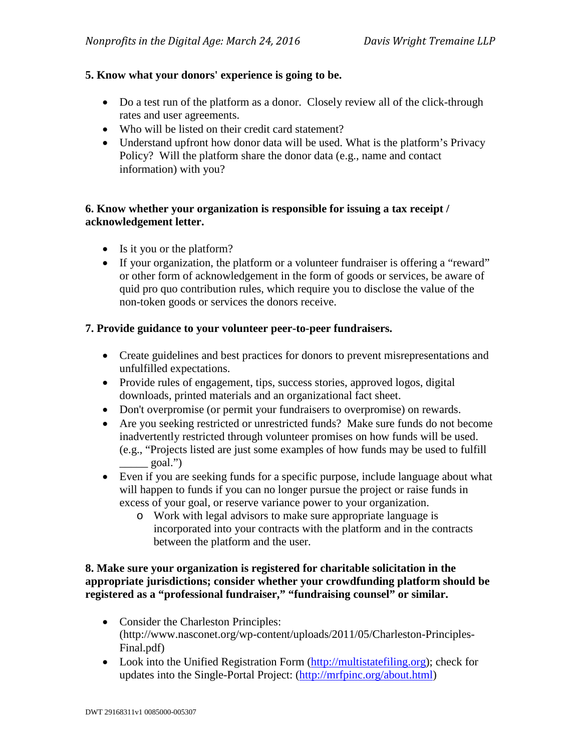**5. Know what your donors' experience is going to be.**

- Do a test run of the platform as a donor. Closely review all of the click-through rates and user agreements.
- Who will be listed on their credit card statement?
- Understand upfront how donor data will be used. What is the platform's Privacy Policy? Will the platform share the donor data (e.g., name and contact information) with you?

**6. Know whether your organization is responsible for issuing a tax receipt / acknowledgement letter.**

- Is it you or the platform?
- If your organization, the platform or a volunteer fundraiser is offering a "reward" or other form of acknowledgement in the form of goods or services, be aware of quid pro quo contribution rules, which require you to disclose the value of the non-token goods or services the donors receive.

**7. Provide guidance to your volunteer peer-to-peer fundraisers.**

- Create guidelines and best practices for donors to prevent misrepresentations and unfulfilled expectations.
- Provide rules of engagement, tips, success stories, approved logos, digital downloads, printed materials and an organizational fact sheet.
- Don't overpromise (or permit your fundraisers to overpromise) on rewards.
- Are you seeking restricted or unrestricted funds? Make sure funds do not become inadvertently restricted through volunteer promises on how funds will be used. (e.g., "Projects listed are just some examples of how funds may be used to fulfill _____ goal.")
- Even if you are seeking funds for a specific purpose, include language about what will happen to funds if you can no longer pursue the project or raise funds in excess of your goal, or reserve variance power to your organization.
    - Work with legal advisors to make sure appropriate language is incorporated into your contracts with the platform and in the contracts between the platform and the user.

**8. Make sure your organization is registered for charitable solicitation in the appropriate jurisdictions; consider whether your crowdfunding platform should be registered as a "professional fundraiser," "fundraising counsel" or similar.**

- Consider the Charleston Principles: (http://www.nasconet.org/wp-content/uploads/2011/05/Charleston-Principles-Final.pdf)
- Look into the Unified Registration Form (http://multistatefiling.org); check for updates into the Single-Portal Project: (http://mrfpinc.org/about.html)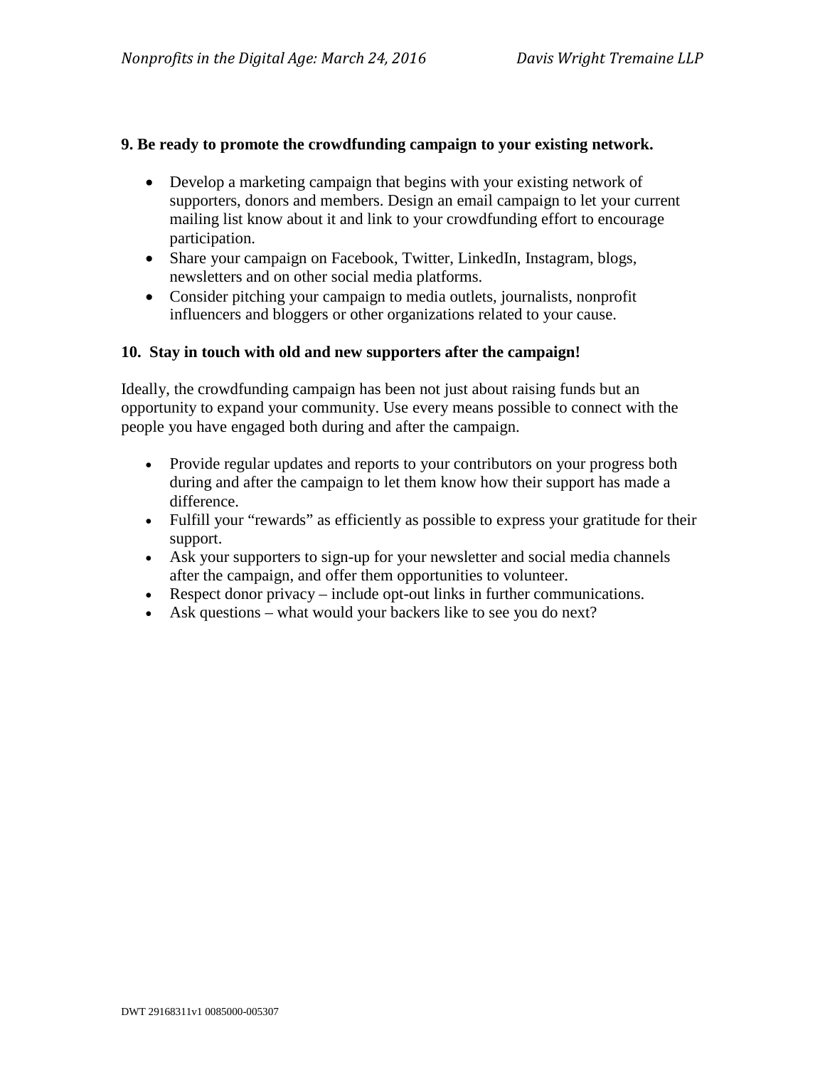**9. Be ready to promote the crowdfunding campaign to your existing network.**

- Develop a marketing campaign that begins with your existing network of supporters, donors and members. Design an email campaign to let your current mailing list know about it and link to your crowdfunding effort to encourage participation.
- Share your campaign on Facebook, Twitter, LinkedIn, Instagram, blogs, newsletters and on other social media platforms.
- Consider pitching your campaign to media outlets, journalists, nonprofit influencers and bloggers or other organizations related to your cause.

**10. Stay in touch with old and new supporters after the campaign!**

Ideally, the crowdfunding campaign has been not just about raising funds but an opportunity to expand your community. Use every means possible to connect with the people you have engaged both during and after the campaign.

- Provide regular updates and reports to your contributors on your progress both during and after the campaign to let them know how their support has made a difference.
- Fulfill your "rewards" as efficiently as possible to express your gratitude for their support.
- Ask your supporters to sign-up for your newsletter and social media channels after the campaign, and offer them opportunities to volunteer.
- Respect donor privacy – include opt-out links in further communications.
- Ask questions – what would your backers like to see you do next?